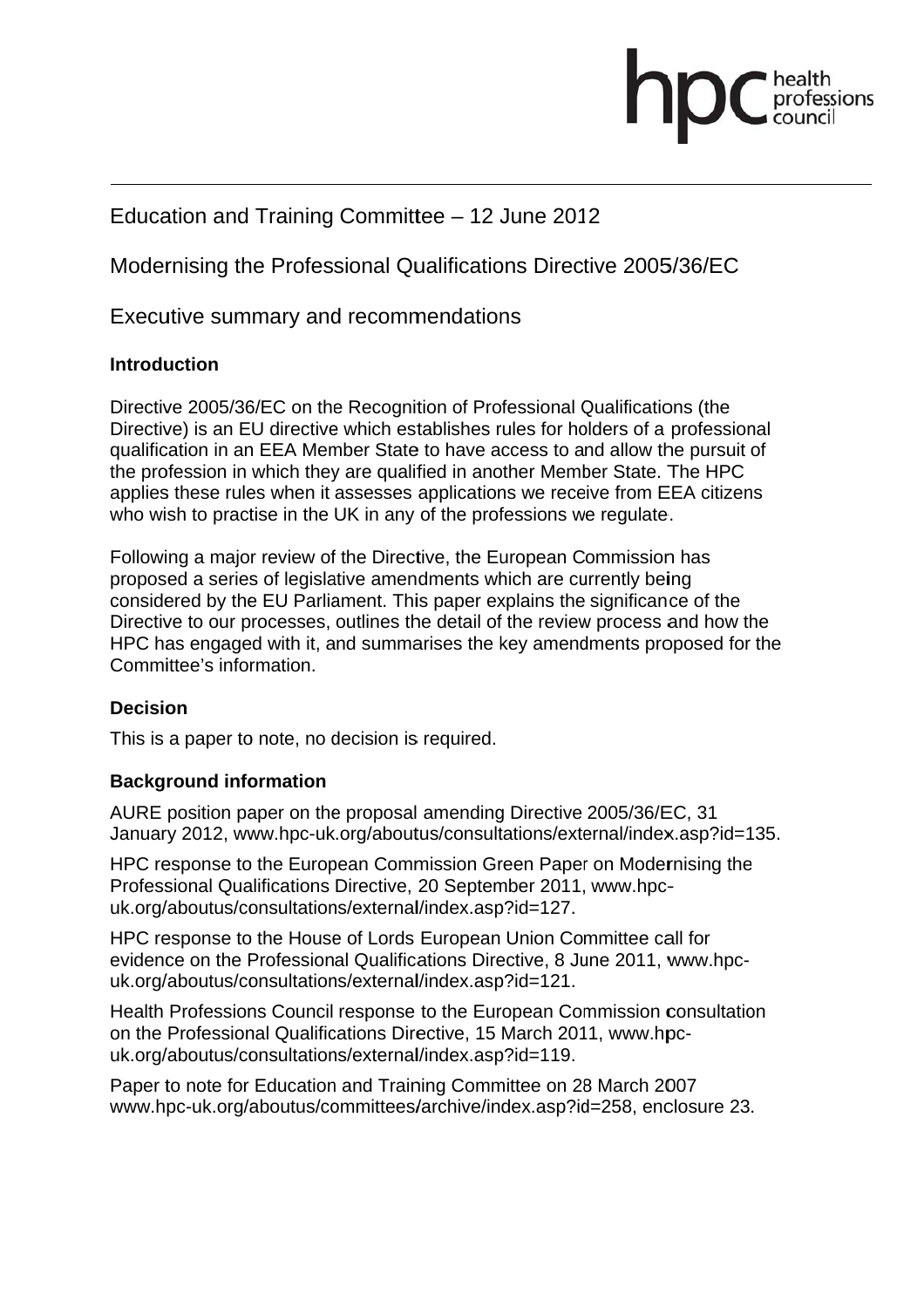# Education and Training Committee – 12 June 2012

## Modernising the Professional Qualifications Directive 2005/36/EC

## Executive summary and recommendations

### Introduction

Directive 2005/36/EC on the Recognition of Professional Qualifications (the Directive) is an EU directive which establishes rules for holders of a professional qualification in an EEA Member State to have access to and allow the pursuit of the profession in which they are qualified in another Member State. The HPC applies these rules when it assesses applications we receive from EEA citizens who wish to practise in the UK in any of the professions we regulate.

Following a major review of the Directive, the European Commission has proposed a series of legislative amendments which are currently being considered by the EU Parliament. This paper explains the significance of the Directive to our processes, outlines the detail of the review process and how the HPC has engaged with it, and summarises the key amendments proposed for the Committee's information.

### Decision

This is a paper to note, no decision is required.

### Background information

AURE position paper on the proposal amending Directive 2005/36/EC, 31 January 2012, www.hpc-uk.org/aboutus/consultations/external/index.asp?id=135.

HPC response to the European Commission Green Paper on Modernising the Professional Qualifications Directive, 20 September 2011, www.hpc-uk.org/aboutus/consultations/external/index.asp?id=127.

HPC response to the House of Lords European Union Committee call for evidence on the Professional Qualifications Directive, 8 June 2011, www.hpc-uk.org/aboutus/consultations/external/index.asp?id=121.

Health Professions Council response to the European Commission consultation on the Professional Qualifications Directive, 15 March 2011, www.hpc-uk.org/aboutus/consultations/external/index.asp?id=119.

Paper to note for Education and Training Committee on 28 March 2007 www.hpc-uk.org/aboutus/committees/archive/index.asp?id=258, enclosure 23.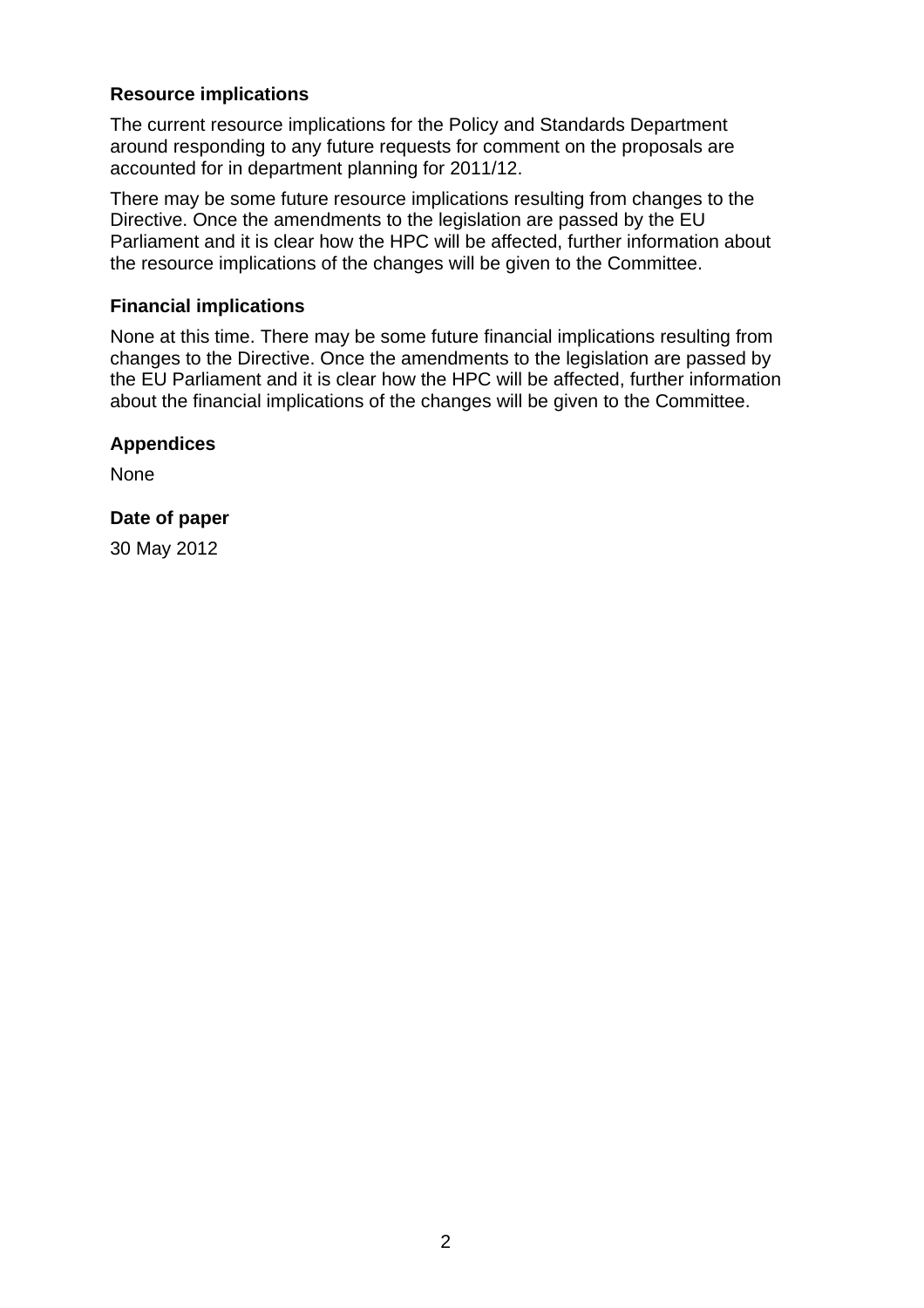### Resource implications

The current resource implications for the Policy and Standards Department around responding to any future requests for comment on the proposals are accounted for in department planning for 2011/12.

There may be some future resource implications resulting from changes to the Directive. Once the amendments to the legislation are passed by the EU Parliament and it is clear how the HPC will be affected, further information about the resource implications of the changes will be given to the Committee.

### Financial implications

None at this time. There may be some future financial implications resulting from changes to the Directive. Once the amendments to the legislation are passed by the EU Parliament and it is clear how the HPC will be affected, further information about the financial implications of the changes will be given to the Committee.

### Appendices

None

### Date of paper

30 May 2012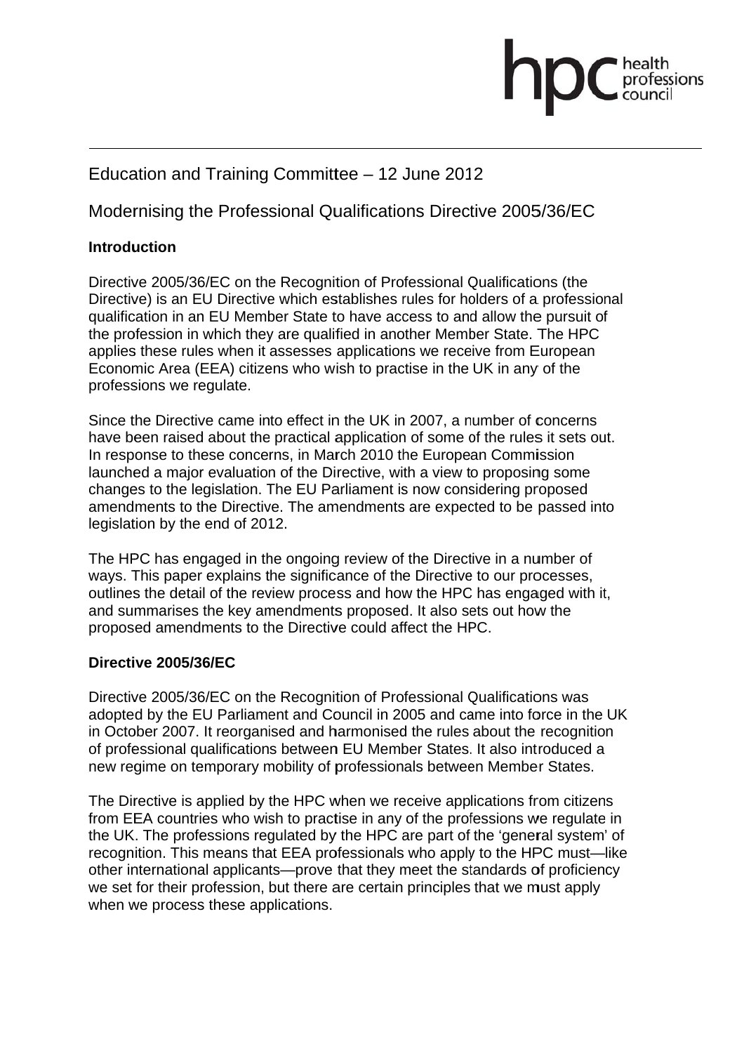Education and Training Committee – 12 June 2012

## Modernising the Professional Qualifications Directive 2005/36/EC

### Introduction

Directive 2005/36/EC on the Recognition of Professional Qualifications (the Directive) is an EU Directive which establishes rules for holders of a professional qualification in an EU Member State to have access to and allow the pursuit of the profession in which they are qualified in another Member State. The HPC applies these rules when it assesses applications we receive from European Economic Area (EEA) citizens who wish to practise in the UK in any of the professions we regulate.

Since the Directive came into effect in the UK in 2007, a number of concerns have been raised about the practical application of some of the rules it sets out. In response to these concerns, in March 2010 the European Commission launched a major evaluation of the Directive, with a view to proposing some changes to the legislation. The EU Parliament is now considering proposed amendments to the Directive. The amendments are expected to be passed into legislation by the end of 2012.

The HPC has engaged in the ongoing review of the Directive in a number of ways. This paper explains the significance of the Directive to our processes, outlines the detail of the review process and how the HPC has engaged with it, and summarises the key amendments proposed. It also sets out how the proposed amendments to the Directive could affect the HPC.

### Directive 2005/36/EC

Directive 2005/36/EC on the Recognition of Professional Qualifications was adopted by the EU Parliament and Council in 2005 and came into force in the UK in October 2007. It reorganised and harmonised the rules about the recognition of professional qualifications between EU Member States. It also introduced a new regime on temporary mobility of professionals between Member States.

The Directive is applied by the HPC when we receive applications from citizens from EEA countries who wish to practise in any of the professions we regulate in the UK. The professions regulated by the HPC are part of the 'general system' of recognition. This means that EEA professionals who apply to the HPC must—like other international applicants—prove that they meet the standards of proficiency we set for their profession, but there are certain principles that we must apply when we process these applications.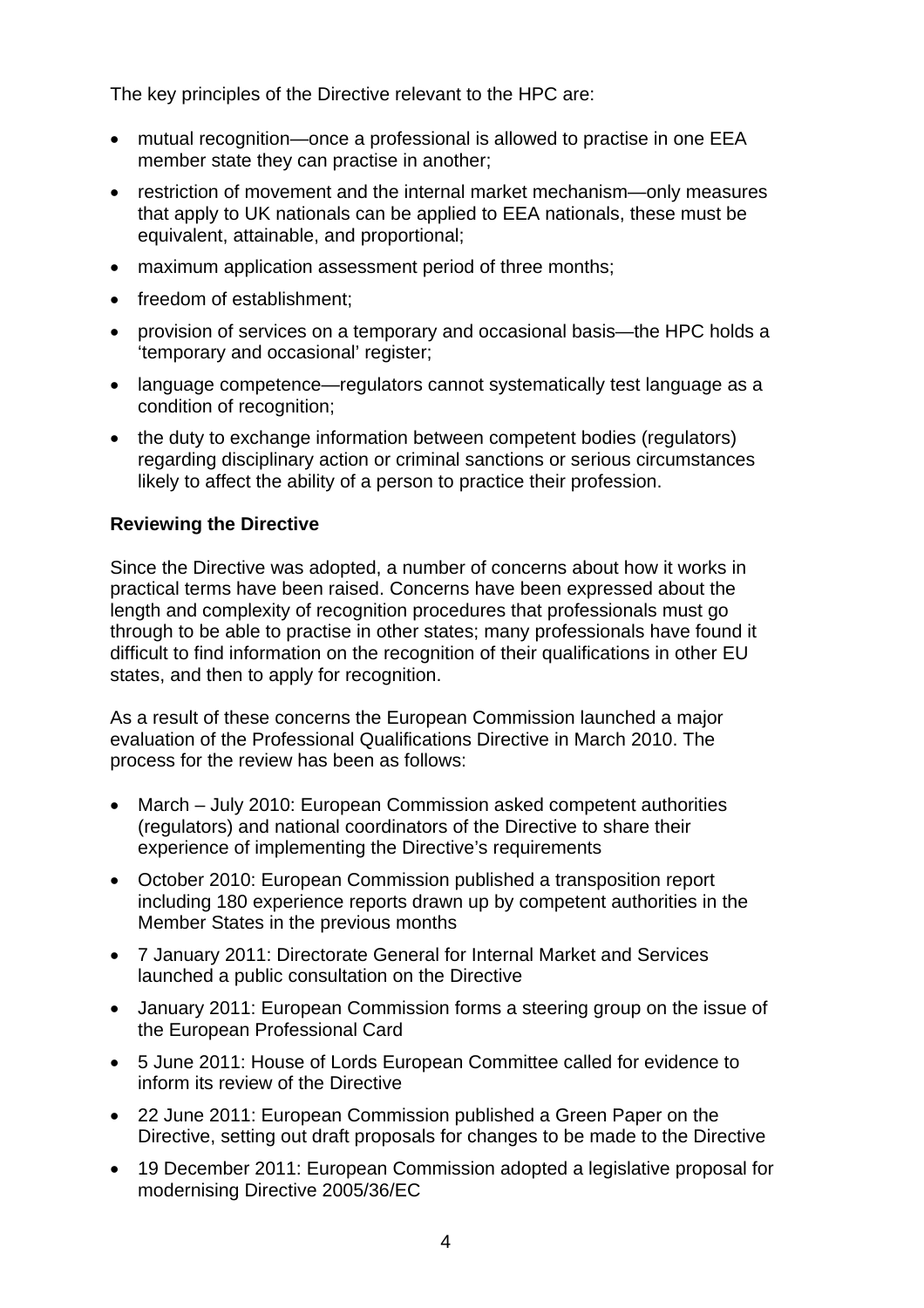The key principles of the Directive relevant to the HPC are:

- mutual recognition—once a professional is allowed to practise in one EEA member state they can practise in another;
- restriction of movement and the internal market mechanism—only measures that apply to UK nationals can be applied to EEA nationals, these must be equivalent, attainable, and proportional;
- maximum application assessment period of three months;
- freedom of establishment;
- provision of services on a temporary and occasional basis—the HPC holds a 'temporary and occasional' register;
- language competence—regulators cannot systematically test language as a condition of recognition;
- the duty to exchange information between competent bodies (regulators) regarding disciplinary action or criminal sanctions or serious circumstances likely to affect the ability of a person to practice their profession.

**Reviewing the Directive**

Since the Directive was adopted, a number of concerns about how it works in practical terms have been raised. Concerns have been expressed about the length and complexity of recognition procedures that professionals must go through to be able to practise in other states; many professionals have found it difficult to find information on the recognition of their qualifications in other EU states, and then to apply for recognition.

As a result of these concerns the European Commission launched a major evaluation of the Professional Qualifications Directive in March 2010. The process for the review has been as follows:

- March – July 2010: European Commission asked competent authorities (regulators) and national coordinators of the Directive to share their experience of implementing the Directive's requirements
- October 2010: European Commission published a transposition report including 180 experience reports drawn up by competent authorities in the Member States in the previous months
- 7 January 2011: Directorate General for Internal Market and Services launched a public consultation on the Directive
- January 2011: European Commission forms a steering group on the issue of the European Professional Card
- 5 June 2011: House of Lords European Committee called for evidence to inform its review of the Directive
- 22 June 2011: European Commission published a Green Paper on the Directive, setting out draft proposals for changes to be made to the Directive
- 19 December 2011: European Commission adopted a legislative proposal for modernising Directive 2005/36/EC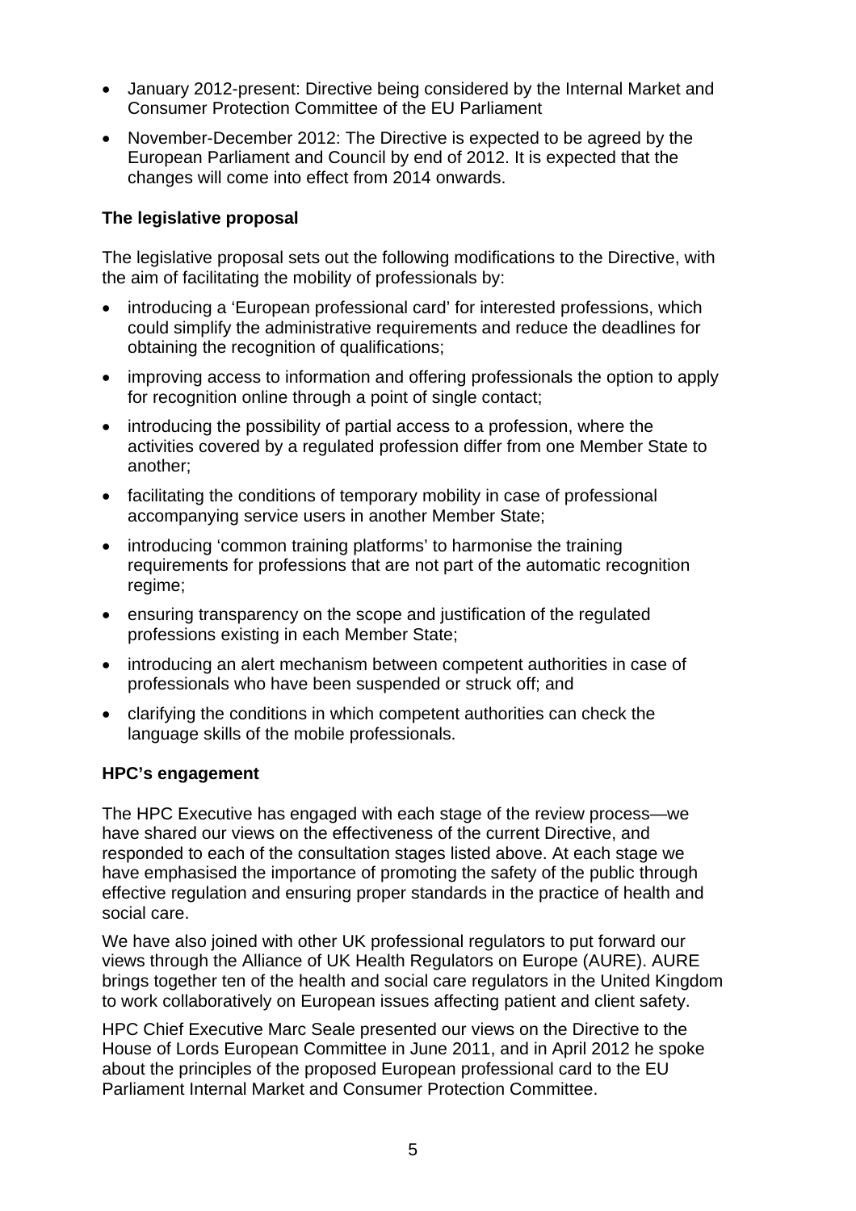- January 2012-present: Directive being considered by the Internal Market and Consumer Protection Committee of the EU Parliament
- November-December 2012: The Directive is expected to be agreed by the European Parliament and Council by end of 2012. It is expected that the changes will come into effect from 2014 onwards.

**The legislative proposal**

The legislative proposal sets out the following modifications to the Directive, with the aim of facilitating the mobility of professionals by:

- introducing a 'European professional card' for interested professions, which could simplify the administrative requirements and reduce the deadlines for obtaining the recognition of qualifications;
- improving access to information and offering professionals the option to apply for recognition online through a point of single contact;
- introducing the possibility of partial access to a profession, where the activities covered by a regulated profession differ from one Member State to another;
- facilitating the conditions of temporary mobility in case of professional accompanying service users in another Member State;
- introducing 'common training platforms' to harmonise the training requirements for professions that are not part of the automatic recognition regime;
- ensuring transparency on the scope and justification of the regulated professions existing in each Member State;
- introducing an alert mechanism between competent authorities in case of professionals who have been suspended or struck off; and
- clarifying the conditions in which competent authorities can check the language skills of the mobile professionals.

**HPC's engagement**

The HPC Executive has engaged with each stage of the review process—we have shared our views on the effectiveness of the current Directive, and responded to each of the consultation stages listed above. At each stage we have emphasised the importance of promoting the safety of the public through effective regulation and ensuring proper standards in the practice of health and social care.

We have also joined with other UK professional regulators to put forward our views through the Alliance of UK Health Regulators on Europe (AURE). AURE brings together ten of the health and social care regulators in the United Kingdom to work collaboratively on European issues affecting patient and client safety.

HPC Chief Executive Marc Seale presented our views on the Directive to the House of Lords European Committee in June 2011, and in April 2012 he spoke about the principles of the proposed European professional card to the EU Parliament Internal Market and Consumer Protection Committee.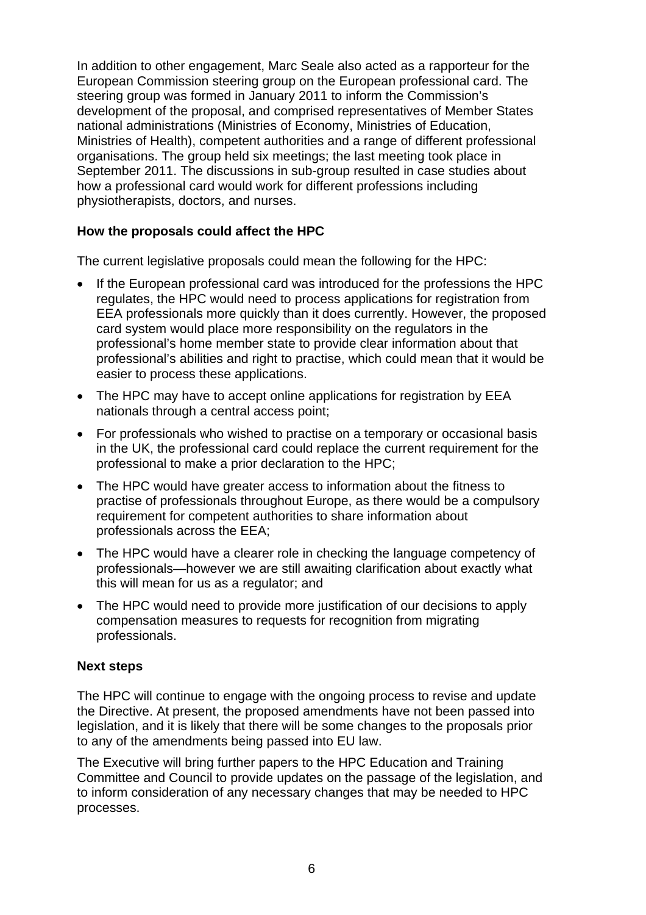In addition to other engagement, Marc Seale also acted as a rapporteur for the European Commission steering group on the European professional card. The steering group was formed in January 2011 to inform the Commission's development of the proposal, and comprised representatives of Member States national administrations (Ministries of Economy, Ministries of Education, Ministries of Health), competent authorities and a range of different professional organisations. The group held six meetings; the last meeting took place in September 2011. The discussions in sub-group resulted in case studies about how a professional card would work for different professions including physiotherapists, doctors, and nurses.

**How the proposals could affect the HPC**

The current legislative proposals could mean the following for the HPC:

- If the European professional card was introduced for the professions the HPC regulates, the HPC would need to process applications for registration from EEA professionals more quickly than it does currently. However, the proposed card system would place more responsibility on the regulators in the professional's home member state to provide clear information about that professional's abilities and right to practise, which could mean that it would be easier to process these applications.
- The HPC may have to accept online applications for registration by EEA nationals through a central access point;
- For professionals who wished to practise on a temporary or occasional basis in the UK, the professional card could replace the current requirement for the professional to make a prior declaration to the HPC;
- The HPC would have greater access to information about the fitness to practise of professionals throughout Europe, as there would be a compulsory requirement for competent authorities to share information about professionals across the EEA;
- The HPC would have a clearer role in checking the language competency of professionals—however we are still awaiting clarification about exactly what this will mean for us as a regulator; and
- The HPC would need to provide more justification of our decisions to apply compensation measures to requests for recognition from migrating professionals.

**Next steps**

The HPC will continue to engage with the ongoing process to revise and update the Directive. At present, the proposed amendments have not been passed into legislation, and it is likely that there will be some changes to the proposals prior to any of the amendments being passed into EU law.

The Executive will bring further papers to the HPC Education and Training Committee and Council to provide updates on the passage of the legislation, and to inform consideration of any necessary changes that may be needed to HPC processes.